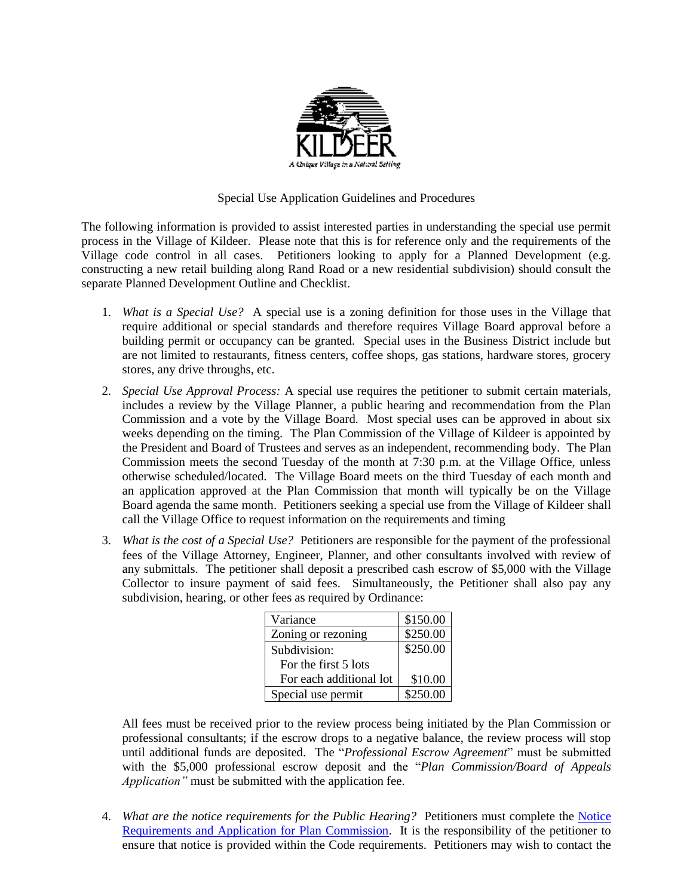KILDEER

*A Unique Village in a Natural Setting*

Special Use Application Guidelines and Procedures

The following information is provided to assist interested parties in understanding the special use permit process in the Village of Kildeer. Please note that this is for reference only and the requirements of the Village code control in all cases. Petitioners looking to apply for a Planned Development (e.g. constructing a new retail building along Rand Road or a new residential subdivision) should consult the separate Planned Development Outline and Checklist.

1. *What is a Special Use?* A special use is a zoning definition for those uses in the Village that require additional or special standards and therefore requires Village Board approval before a building permit or occupancy can be granted. Special uses in the Business District include but are not limited to restaurants, fitness centers, coffee shops, gas stations, hardware stores, grocery stores, any drive throughs, etc.

2. *Special Use Approval Process:* A special use requires the petitioner to submit certain materials, includes a review by the Village Planner, a public hearing and recommendation from the Plan Commission and a vote by the Village Board. Most special uses can be approved in about six weeks depending on the timing. The Plan Commission of the Village of Kildeer is appointed by the President and Board of Trustees and serves as an independent, recommending body. The Plan Commission meets the second Tuesday of the month at 7:30 p.m. at the Village Office, unless otherwise scheduled/located. The Village Board meets on the third Tuesday of each month and an application approved at the Plan Commission that month will typically be on the Village Board agenda the same month. Petitioners seeking a special use from the Village of Kildeer shall call the Village Office to request information on the requirements and timing

3. *What is the cost of a Special Use?* Petitioners are responsible for the payment of the professional fees of the Village Attorney, Engineer, Planner, and other consultants involved with review of any submittals. The petitioner shall deposit a prescribed cash escrow of $5,000 with the Village Collector to insure payment of said fees. Simultaneously, the Petitioner shall also pay any subdivision, hearing, or other fees as required by Ordinance:

| Variance | $150.00 |
| --- | --- |
| Zoning or rezoning | $250.00 |
| Subdivision:<br>For the first 5 lots<br>For each additional lot | $250.00<br><br>$10.00 |
| Special use permit | $250.00 |

All fees must be received prior to the review process being initiated by the Plan Commission or professional consultants; if the escrow drops to a negative balance, the review process will stop until additional funds are deposited. The "*Professional Escrow Agreement*" must be submitted with the $5,000 professional escrow deposit and the "*Plan Commission/Board of Appeals Application"* must be submitted with the application fee.

4. *What are the notice requirements for the Public Hearing?* Petitioners must complete the Notice Requirements and Application for Plan Commission. It is the responsibility of the petitioner to ensure that notice is provided within the Code requirements. Petitioners may wish to contact the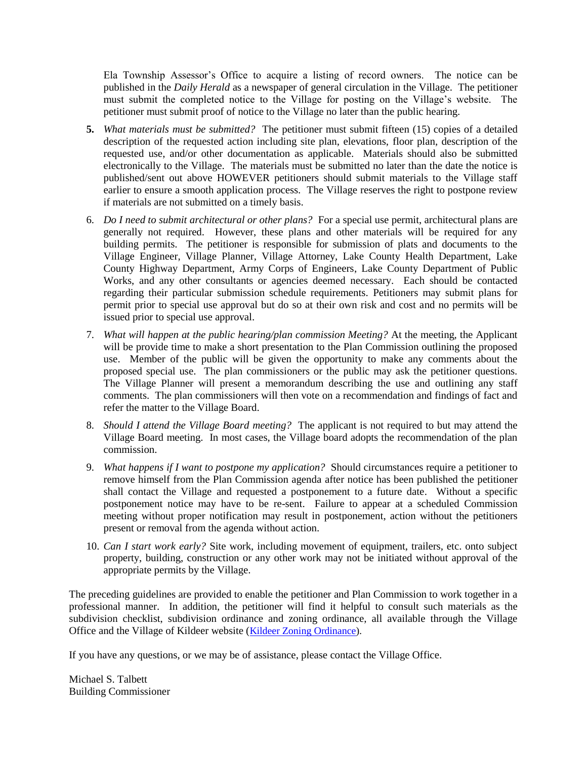Ela Township Assessor's Office to acquire a listing of record owners. The notice can be published in the *Daily Herald* as a newspaper of general circulation in the Village. The petitioner must submit the completed notice to the Village for posting on the Village's website. The petitioner must submit proof of notice to the Village no later than the public hearing.

5. *What materials must be submitted?* The petitioner must submit fifteen (15) copies of a detailed description of the requested action including site plan, elevations, floor plan, description of the requested use, and/or other documentation as applicable. Materials should also be submitted electronically to the Village. The materials must be submitted no later than the date the notice is published/sent out above HOWEVER petitioners should submit materials to the Village staff earlier to ensure a smooth application process. The Village reserves the right to postpone review if materials are not submitted on a timely basis.

6. *Do I need to submit architectural or other plans?* For a special use permit, architectural plans are generally not required. However, these plans and other materials will be required for any building permits. The petitioner is responsible for submission of plats and documents to the Village Engineer, Village Planner, Village Attorney, Lake County Health Department, Lake County Highway Department, Army Corps of Engineers, Lake County Department of Public Works, and any other consultants or agencies deemed necessary. Each should be contacted regarding their particular submission schedule requirements. Petitioners may submit plans for permit prior to special use approval but do so at their own risk and cost and no permits will be issued prior to special use approval.

7. *What will happen at the public hearing/plan commission Meeting?* At the meeting, the Applicant will be provide time to make a short presentation to the Plan Commission outlining the proposed use. Member of the public will be given the opportunity to make any comments about the proposed special use. The plan commissioners or the public may ask the petitioner questions. The Village Planner will present a memorandum describing the use and outlining any staff comments. The plan commissioners will then vote on a recommendation and findings of fact and refer the matter to the Village Board.

8. *Should I attend the Village Board meeting?* The applicant is not required to but may attend the Village Board meeting. In most cases, the Village board adopts the recommendation of the plan commission.

9. *What happens if I want to postpone my application?* Should circumstances require a petitioner to remove himself from the Plan Commission agenda after notice has been published the petitioner shall contact the Village and requested a postponement to a future date. Without a specific postponement notice may have to be re-sent. Failure to appear at a scheduled Commission meeting without proper notification may result in postponement, action without the petitioners present or removal from the agenda without action.

10. *Can I start work early?* Site work, including movement of equipment, trailers, etc. onto subject property, building, construction or any other work may not be initiated without approval of the appropriate permits by the Village.

The preceding guidelines are provided to enable the petitioner and Plan Commission to work together in a professional manner. In addition, the petitioner will find it helpful to consult such materials as the subdivision checklist, subdivision ordinance and zoning ordinance, all available through the Village Office and the Village of Kildeer website (Kildeer Zoning Ordinance).

If you have any questions, or we may be of assistance, please contact the Village Office.

Michael S. Talbett
Building Commissioner